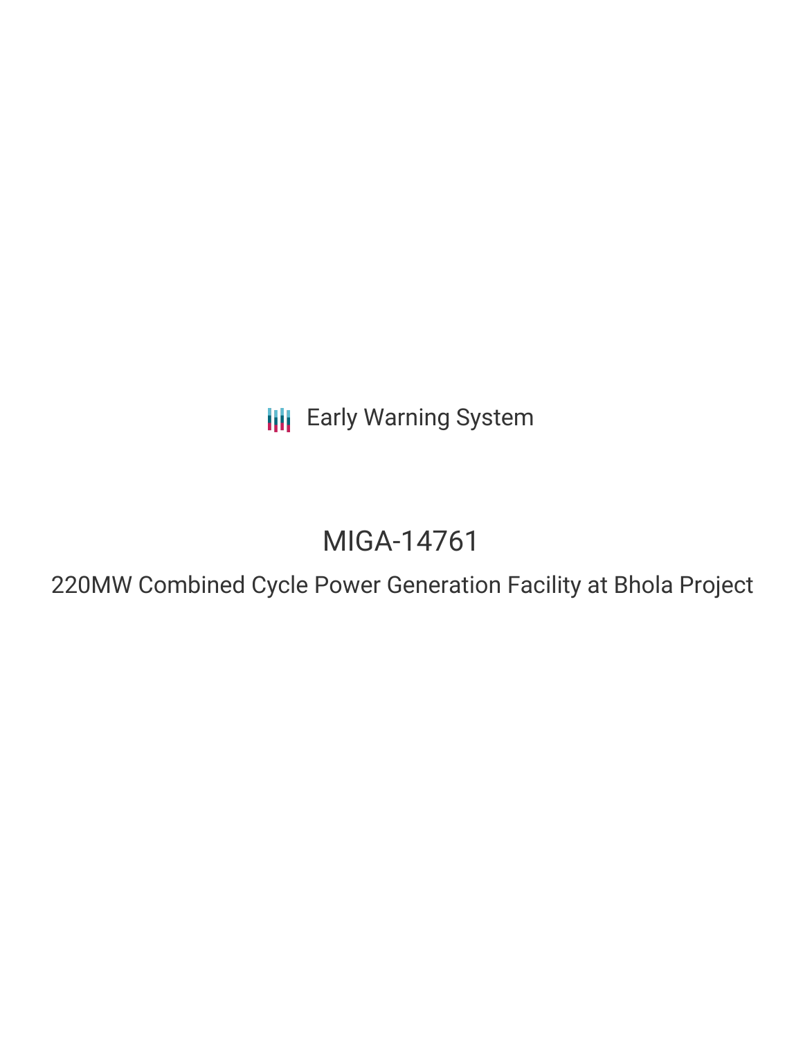Early Warning System

# MIGA-14761

## 220MW Combined Cycle Power Generation Facility at Bhola Project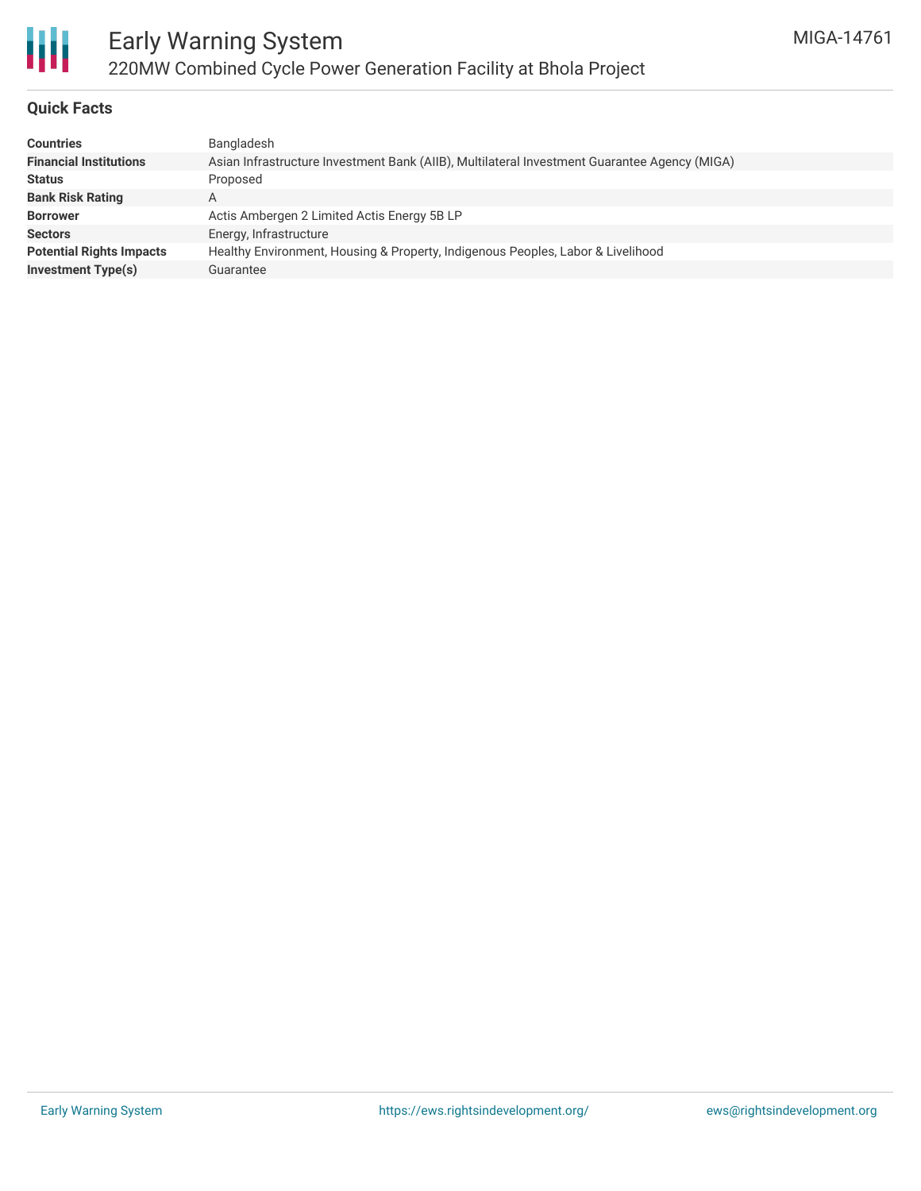## Quick Facts

| | |
|---|---|
| **Countries** | Bangladesh |
| **Financial Institutions** | Asian Infrastructure Investment Bank (AIIB), Multilateral Investment Guarantee Agency (MIGA) |
| **Status** | Proposed |
| **Bank Risk Rating** | A |
| **Borrower** | Actis Ambergen 2 Limited Actis Energy 5B LP |
| **Sectors** | Energy, Infrastructure |
| **Potential Rights Impacts** | Healthy Environment, Housing & Property, Indigenous Peoples, Labor & Livelihood |
| **Investment Type(s)** | Guarantee |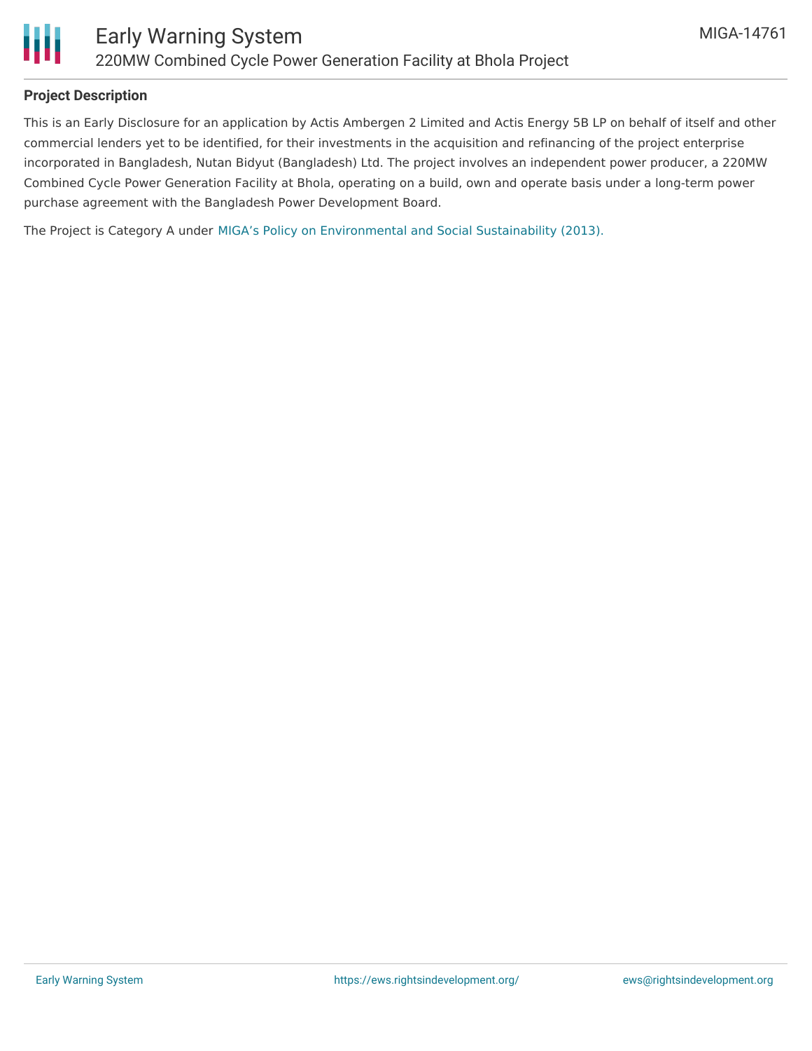## Project Description

This is an Early Disclosure for an application by Actis Ambergen 2 Limited and Actis Energy 5B LP on behalf of itself and other commercial lenders yet to be identified, for their investments in the acquisition and refinancing of the project enterprise incorporated in Bangladesh, Nutan Bidyut (Bangladesh) Ltd. The project involves an independent power producer, a 220MW Combined Cycle Power Generation Facility at Bhola, operating on a build, own and operate basis under a long-term power purchase agreement with the Bangladesh Power Development Board.

The Project is Category A under MIGA's Policy on Environmental and Social Sustainability (2013).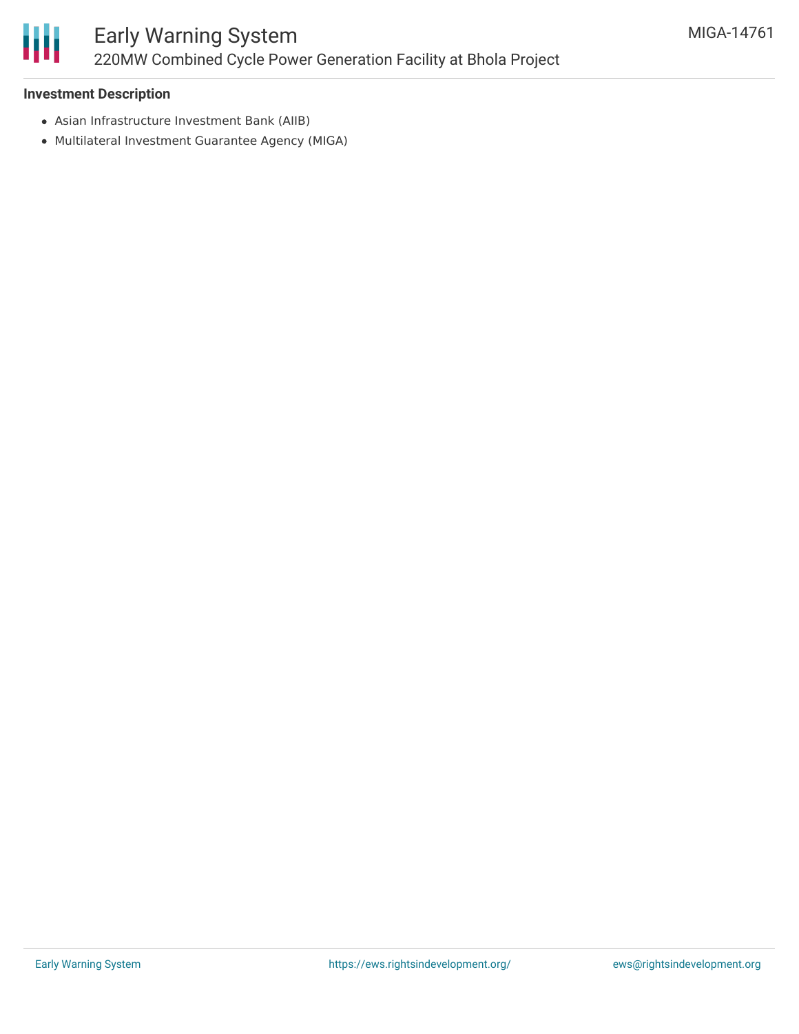**Investment Description**

- Asian Infrastructure Investment Bank (AIIB)
- Multilateral Investment Guarantee Agency (MIGA)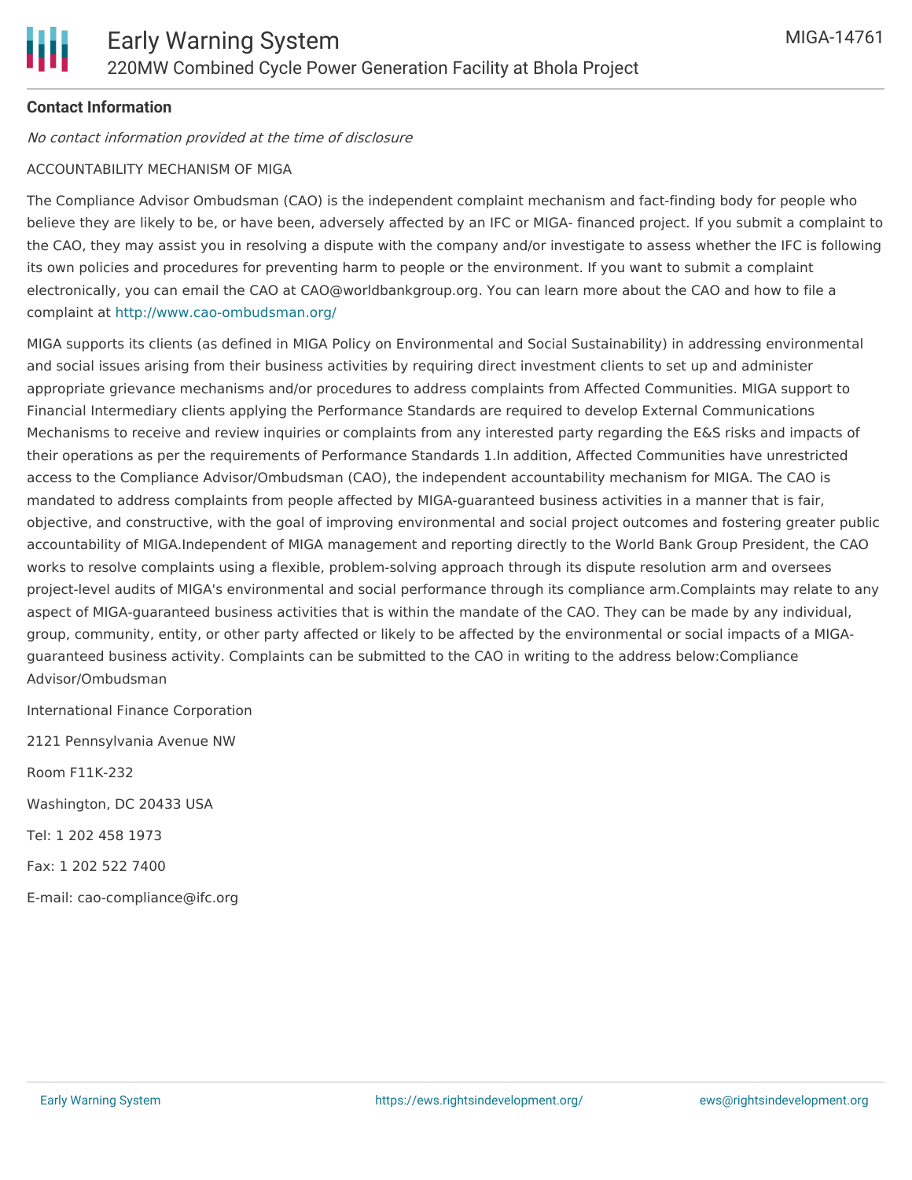### Contact Information

*No contact information provided at the time of disclosure*

ACCOUNTABILITY MECHANISM OF MIGA

The Compliance Advisor Ombudsman (CAO) is the independent complaint mechanism and fact-finding body for people who believe they are likely to be, or have been, adversely affected by an IFC or MIGA- financed project. If you submit a complaint to the CAO, they may assist you in resolving a dispute with the company and/or investigate to assess whether the IFC is following its own policies and procedures for preventing harm to people or the environment. If you want to submit a complaint electronically, you can email the CAO at CAO@worldbankgroup.org. You can learn more about the CAO and how to file a complaint at http://www.cao-ombudsman.org/

MIGA supports its clients (as defined in MIGA Policy on Environmental and Social Sustainability) in addressing environmental and social issues arising from their business activities by requiring direct investment clients to set up and administer appropriate grievance mechanisms and/or procedures to address complaints from Affected Communities. MIGA support to Financial Intermediary clients applying the Performance Standards are required to develop External Communications Mechanisms to receive and review inquiries or complaints from any interested party regarding the E&S risks and impacts of their operations as per the requirements of Performance Standards 1.In addition, Affected Communities have unrestricted access to the Compliance Advisor/Ombudsman (CAO), the independent accountability mechanism for MIGA. The CAO is mandated to address complaints from people affected by MIGA-guaranteed business activities in a manner that is fair, objective, and constructive, with the goal of improving environmental and social project outcomes and fostering greater public accountability of MIGA.Independent of MIGA management and reporting directly to the World Bank Group President, the CAO works to resolve complaints using a flexible, problem-solving approach through its dispute resolution arm and oversees project-level audits of MIGA's environmental and social performance through its compliance arm.Complaints may relate to any aspect of MIGA-guaranteed business activities that is within the mandate of the CAO. They can be made by any individual, group, community, entity, or other party affected or likely to be affected by the environmental or social impacts of a MIGA-guaranteed business activity. Complaints can be submitted to the CAO in writing to the address below:Compliance Advisor/Ombudsman

International Finance Corporation

2121 Pennsylvania Avenue NW

Room F11K-232

Washington, DC 20433 USA

Tel: 1 202 458 1973

Fax: 1 202 522 7400

E-mail: cao-compliance@ifc.org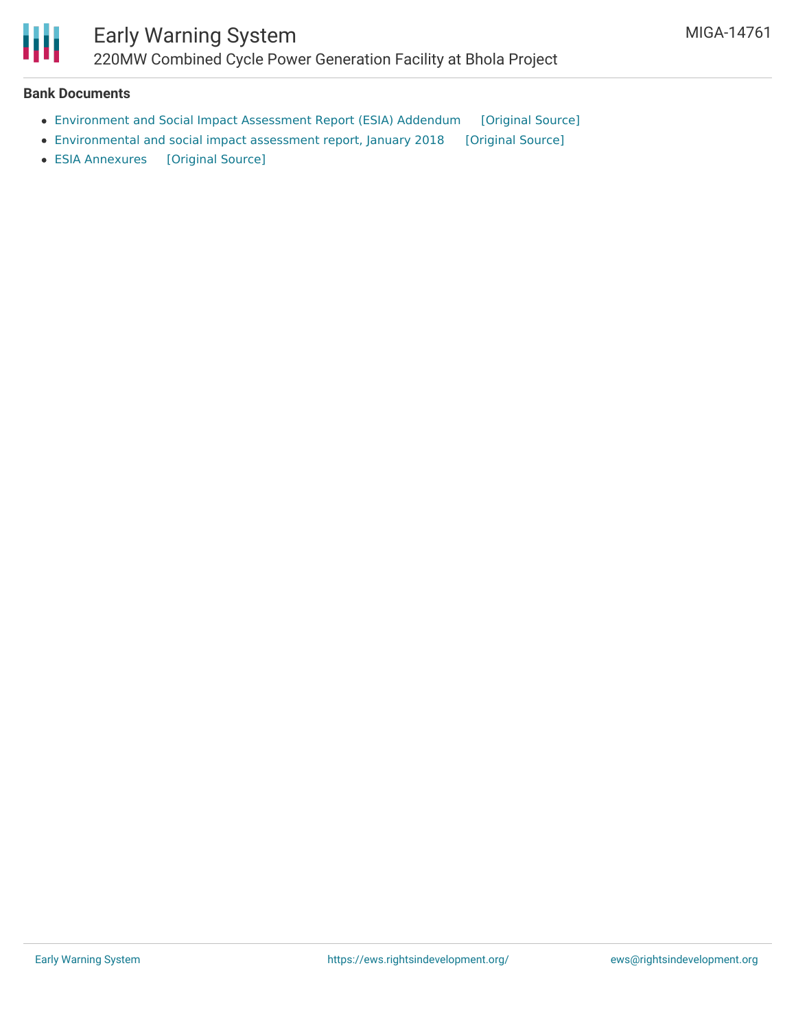**Bank Documents**

- Environment and Social Impact Assessment Report (ESIA) Addendum [Original Source]
- Environmental and social impact assessment report, January 2018 [Original Source]
- ESIA Annexures [Original Source]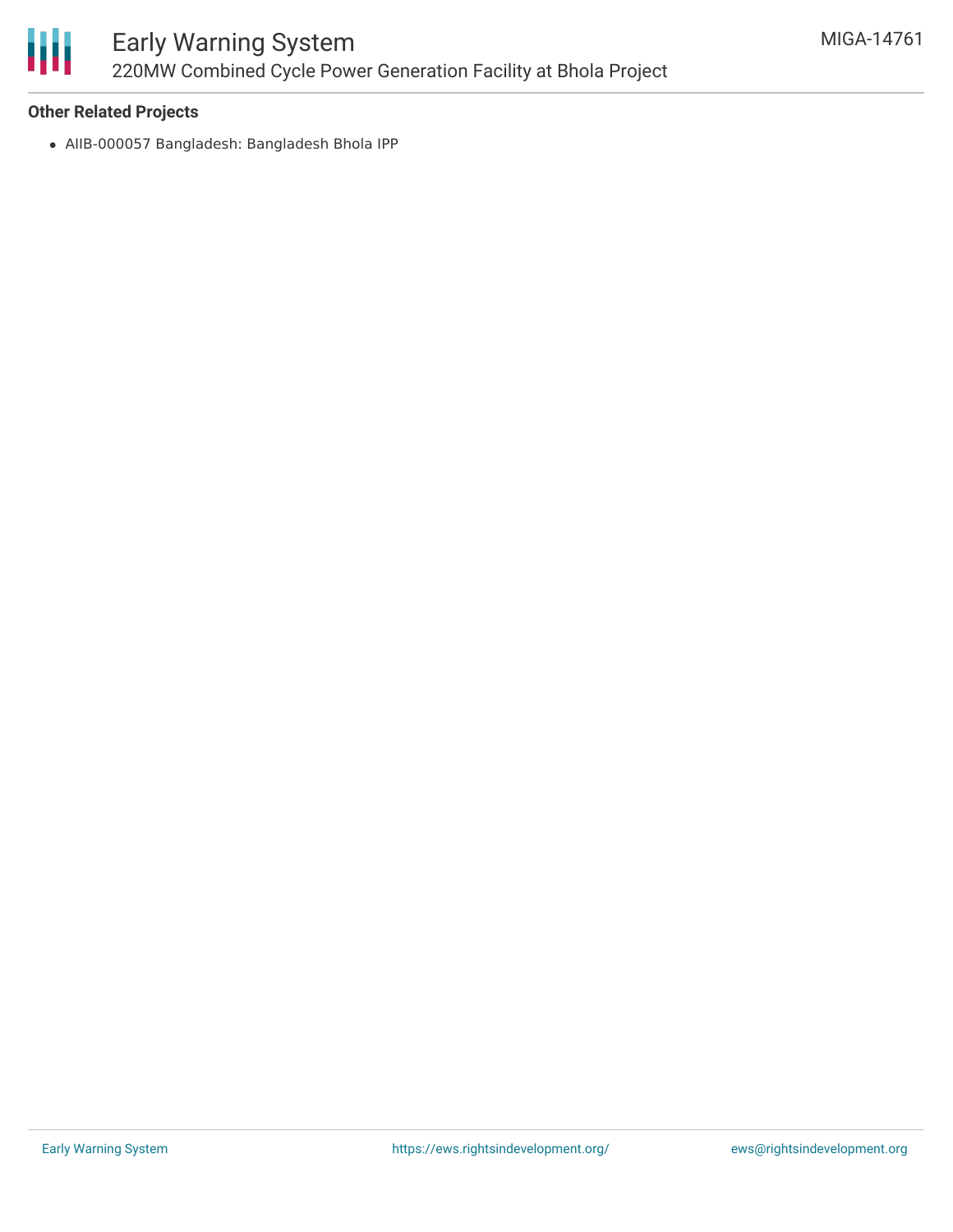**Other Related Projects**

- AIIB-000057 Bangladesh: Bangladesh Bhola IPP